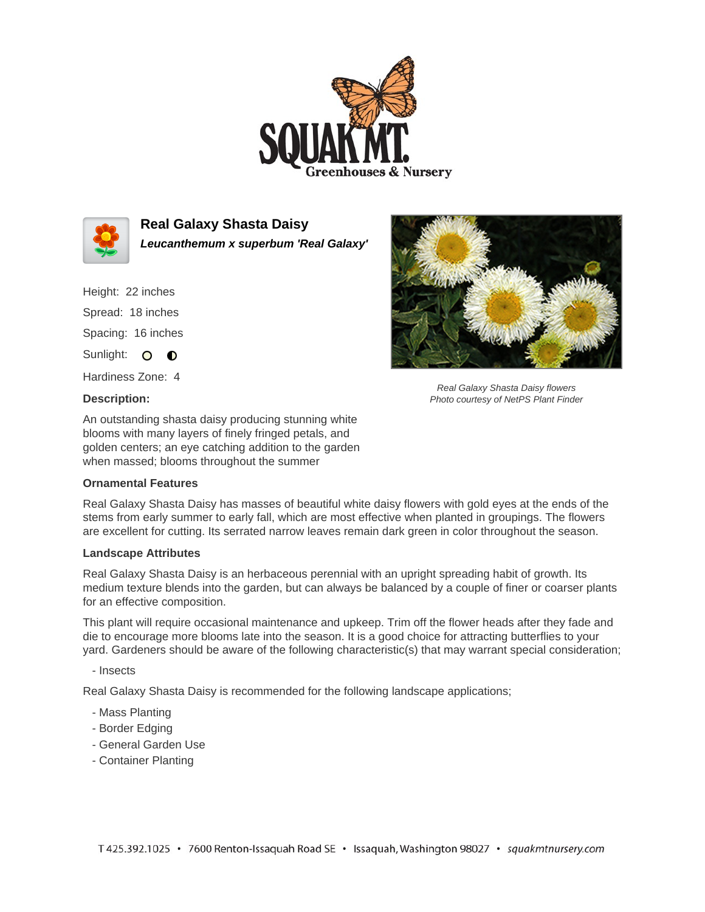# Real Galaxy Shasta Daisy

***Leucanthemum x superbum 'Real Galaxy'***

Height: 22 inches

Spread: 18 inches

Spacing: 16 inches

Sunlight: ○ ◐

Hardiness Zone: 4

**Description:**

An outstanding shasta daisy producing stunning white blooms with many layers of finely fringed petals, and golden centers; an eye catching addition to the garden when massed; blooms throughout the summer

*Real Galaxy Shasta Daisy flowers*
*Photo courtesy of NetPS Plant Finder*

### Ornamental Features

Real Galaxy Shasta Daisy has masses of beautiful white daisy flowers with gold eyes at the ends of the stems from early summer to early fall, which are most effective when planted in groupings. The flowers are excellent for cutting. Its serrated narrow leaves remain dark green in color throughout the season.

### Landscape Attributes

Real Galaxy Shasta Daisy is an herbaceous perennial with an upright spreading habit of growth. Its medium texture blends into the garden, but can always be balanced by a couple of finer or coarser plants for an effective composition.

This plant will require occasional maintenance and upkeep. Trim off the flower heads after they fade and die to encourage more blooms late into the season. It is a good choice for attracting butterflies to your yard. Gardeners should be aware of the following characteristic(s) that may warrant special consideration;

- Insects

Real Galaxy Shasta Daisy is recommended for the following landscape applications;

- Mass Planting
- Border Edging
- General Garden Use
- Container Planting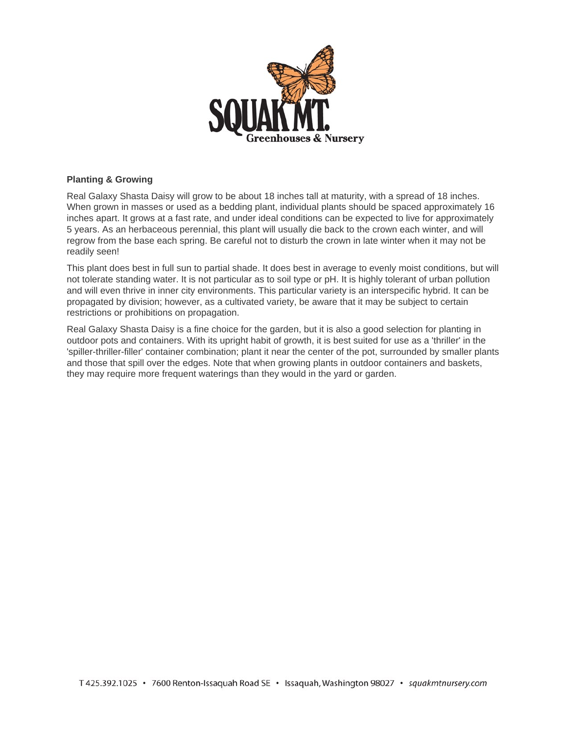### Planting & Growing

Real Galaxy Shasta Daisy will grow to be about 18 inches tall at maturity, with a spread of 18 inches. When grown in masses or used as a bedding plant, individual plants should be spaced approximately 16 inches apart. It grows at a fast rate, and under ideal conditions can be expected to live for approximately 5 years. As an herbaceous perennial, this plant will usually die back to the crown each winter, and will regrow from the base each spring. Be careful not to disturb the crown in late winter when it may not be readily seen!

This plant does best in full sun to partial shade. It does best in average to evenly moist conditions, but will not tolerate standing water. It is not particular as to soil type or pH. It is highly tolerant of urban pollution and will even thrive in inner city environments. This particular variety is an interspecific hybrid. It can be propagated by division; however, as a cultivated variety, be aware that it may be subject to certain restrictions or prohibitions on propagation.

Real Galaxy Shasta Daisy is a fine choice for the garden, but it is also a good selection for planting in outdoor pots and containers. With its upright habit of growth, it is best suited for use as a 'thriller' in the 'spiller-thriller-filler' container combination; plant it near the center of the pot, surrounded by smaller plants and those that spill over the edges. Note that when growing plants in outdoor containers and baskets, they may require more frequent waterings than they would in the yard or garden.